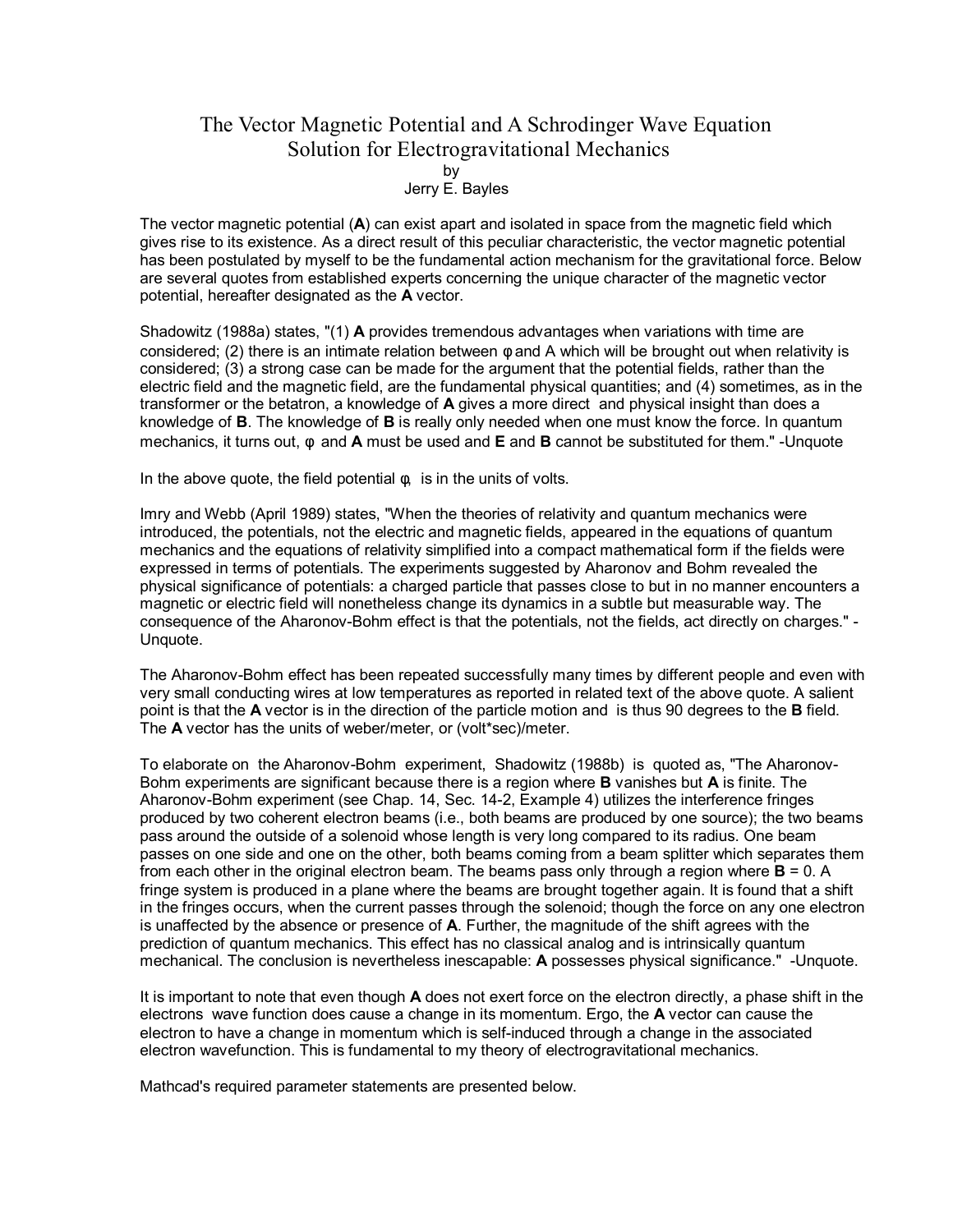# The Vector Magnetic Potential and A Schrodinger Wave Equation Solution for Electrogravitational Mechanics

by
Jerry E. Bayles

The vector magnetic potential (**A**) can exist apart and isolated in space from the magnetic field which gives rise to its existence. As a direct result of this peculiar characteristic, the vector magnetic potential has been postulated by myself to be the fundamental action mechanism for the gravitational force. Below are several quotes from established experts concerning the unique character of the magnetic vector potential, hereafter designated as the **A** vector.

Shadowitz (1988a) states, "(1) **A** provides tremendous advantages when variations with time are considered; (2) there is an intimate relation between φ and A which will be brought out when relativity is considered; (3) a strong case can be made for the argument that the potential fields, rather than the electric field and the magnetic field, are the fundamental physical quantities; and (4) sometimes, as in the transformer or the betatron, a knowledge of **A** gives a more direct and physical insight than does a knowledge of **B**. The knowledge of **B** is really only needed when one must know the force. In quantum mechanics, it turns out, φ and **A** must be used and **E** and **B** cannot be substituted for them." -Unquote

In the above quote, the field potential φ, is in the units of volts.

Imry and Webb (April 1989) states, "When the theories of relativity and quantum mechanics were introduced, the potentials, not the electric and magnetic fields, appeared in the equations of quantum mechanics and the equations of relativity simplified into a compact mathematical form if the fields were expressed in terms of potentials. The experiments suggested by Aharonov and Bohm revealed the physical significance of potentials: a charged particle that passes close to but in no manner encounters a magnetic or electric field will nonetheless change its dynamics in a subtle but measurable way. The consequence of the Aharonov-Bohm effect is that the potentials, not the fields, act directly on charges." -Unquote.

The Aharonov-Bohm effect has been repeated successfully many times by different people and even with very small conducting wires at low temperatures as reported in related text of the above quote. A salient point is that the **A** vector is in the direction of the particle motion and is thus 90 degrees to the **B** field. The **A** vector has the units of weber/meter, or (volt*sec)/meter.

To elaborate on the Aharonov-Bohm experiment, Shadowitz (1988b) is quoted as, "The Aharonov-Bohm experiments are significant because there is a region where **B** vanishes but **A** is finite. The Aharonov-Bohm experiment (see Chap. 14, Sec. 14-2, Example 4) utilizes the interference fringes produced by two coherent electron beams (i.e., both beams are produced by one source); the two beams pass around the outside of a solenoid whose length is very long compared to its radius. One beam passes on one side and one on the other, both beams coming from a beam splitter which separates them from each other in the original electron beam. The beams pass only through a region where **B** = 0. A fringe system is produced in a plane where the beams are brought together again. It is found that a shift in the fringes occurs, when the current passes through the solenoid; though the force on any one electron is unaffected by the absence or presence of **A**. Further, the magnitude of the shift agrees with the prediction of quantum mechanics. This effect has no classical analog and is intrinsically quantum mechanical. The conclusion is nevertheless inescapable: **A** possesses physical significance." -Unquote.

It is important to note that even though **A** does not exert force on the electron directly, a phase shift in the electrons wave function does cause a change in its momentum. Ergo, the **A** vector can cause the electron to have a change in momentum which is self-induced through a change in the associated electron wavefunction. This is fundamental to my theory of electrogravitational mechanics.

Mathcad's required parameter statements are presented below.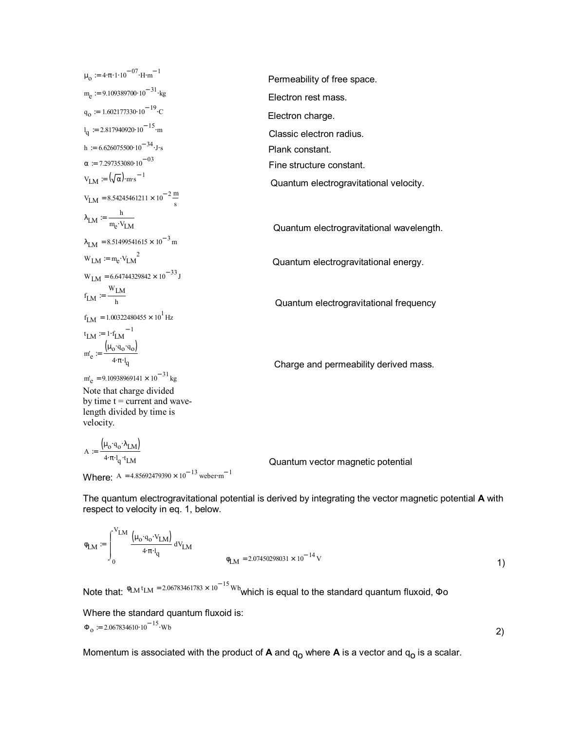$\mu_o := 4 \cdot \pi \cdot 1 \cdot 10^{-07} \cdot H \cdot m^{-1}$ Permeability of free space.

$m_e := 9.109389700 \cdot 10^{-31} \cdot kg$ Electron rest mass.

$q_o := 1.602177330 \cdot 10^{-19} \cdot C$ Electron charge.

$l_q := 2.817940920 \cdot 10^{-15} \cdot m$ Classic electron radius.

$h := 6.626075500 \cdot 10^{-34} \cdot J \cdot s$ Plank constant.

$\alpha := 7.297353080 \cdot 10^{-03}$ Fine structure constant.

$V_{LM} := \left(\sqrt{\alpha}\right) \cdot m \cdot s^{-1}$ Quantum electrogravitational velocity.

$V_{LM} = 8.54245461211 \times 10^{-2} \frac{m}{s}$

$\lambda_{LM} := \frac{h}{m_e \cdot V_{LM}}$ Quantum electrogravitational wavelength.

$\lambda_{LM} = 8.51499541615 \times 10^{-3} m$

$W_{LM} := m_e \cdot V_{LM}^{\ 2}$ Quantum electrogravitational energy.

$W_{LM} = 6.64744329842 \times 10^{-33} J$

$f_{LM} := \frac{W_{LM}}{h}$ Quantum electrogravitational frequency

$f_{LM} = 1.00322480455 \times 10^{1} Hz$

$t_{LM} := 1 \cdot f_{LM}^{\ -1}$

$m'_e := \frac{\left(\mu_o \cdot q_o \cdot q_o\right)}{4 \cdot \pi \cdot l_q}$ Charge and permeability derived mass.

$m'_e = 9.10938969141 \times 10^{-31} kg$

Note that charge divided by time t = current and wavelength divided by time is velocity.

$A := \frac{\left(\mu_o \cdot q_o \cdot \lambda_{LM}\right)}{4 \cdot \pi \cdot l_q \cdot t_{LM}}$ Quantum vector magnetic potential

Where: $A = 4.85692479390 \times 10^{-13} \, weber \cdot m^{-1}$

The quantum electrogravitational potential is derived by integrating the vector magnetic potential **A** with respect to velocity in eq. 1, below.

$$\varphi_{LM} := \int_0^{V_{LM}} \frac{\left(\mu_o \cdot q_o \cdot V_{LM}\right)}{4 \cdot \pi \cdot l_q} \, dV_{LM} \qquad \varphi_{LM} = 2.07450298031 \times 10^{-14} V \tag{1}$$

Note that: $\varphi_{LM} t_{LM} = 2.06783461783 \times 10^{-15} Wb$ which is equal to the standard quantum fluxoid, Φo

Where the standard quantum fluxoid is:

$$\Phi_o := 2.067834610 \cdot 10^{-15} \cdot Wb \tag{2}$$

Momentum is associated with the product of **A** and $q_o$ where **A** is a vector and $q_o$ is a scalar.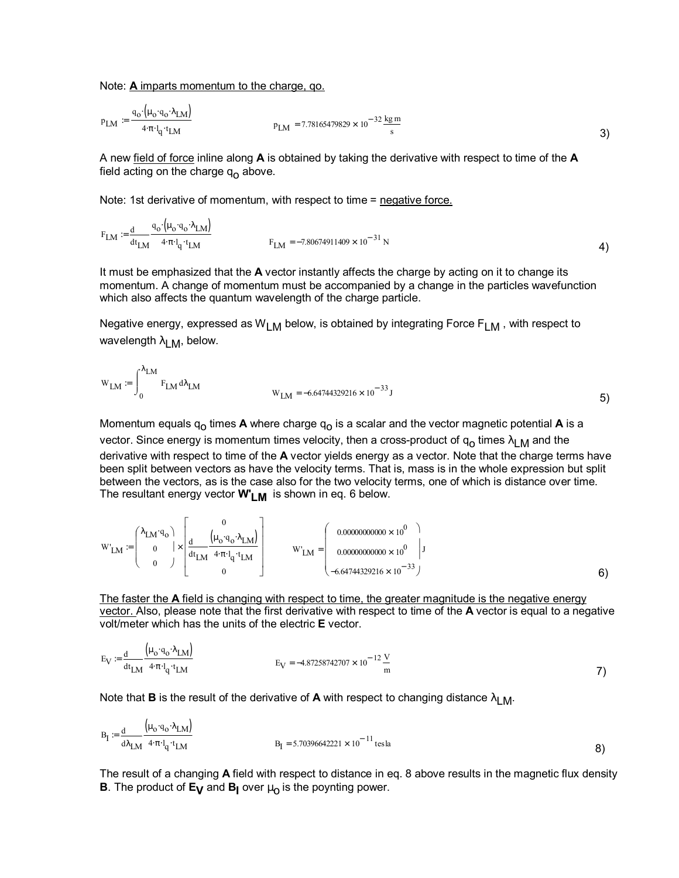Note: **A** <u>imparts momentum to the charge, qo.</u>

$$p_{LM} := \frac{q_o \cdot (\mu_o \cdot q_o \cdot \lambda_{LM})}{4 \cdot \pi \cdot l_q \cdot t_{LM}} \qquad p_{LM} = 7.78165479829 \times 10^{-32} \frac{kg\,m}{s} \tag{3}$$

A new <u>field of force</u> inline along **A** is obtained by taking the derivative with respect to time of the **A** field acting on the charge $q_o$ above.

Note: 1st derivative of momentum, with respect to time = <u>negative force.</u>

$$F_{LM} := \frac{d}{dt_{LM}} \frac{q_o \cdot (\mu_o \cdot q_o \cdot \lambda_{LM})}{4 \cdot \pi \cdot l_q \cdot t_{LM}} \qquad F_{LM} = -7.80674911409 \times 10^{-31}\,N \tag{4}$$

It must be emphasized that the **A** vector instantly affects the charge by acting on it to change its momentum. A change of momentum must be accompanied by a change in the particles wavefunction which also affects the quantum wavelength of the charge particle.

Negative energy, expressed as $W_{LM}$ below, is obtained by integrating Force $F_{LM}$ , with respect to wavelength $\lambda_{LM}$, below.

$$W_{LM} := \int_0^{\lambda_{LM}} F_{LM}\, d\lambda_{LM} \qquad W_{LM} = -6.64744329216 \times 10^{-33}\,J \tag{5}$$

Momentum equals $q_o$ times **A** where charge $q_o$ is a scalar and the vector magnetic potential **A** is a vector. Since energy is momentum times velocity, then a cross-product of $q_o$ times $\lambda_{LM}$ and the derivative with respect to time of the **A** vector yields energy as a vector. Note that the charge terms have been split between vectors as have the velocity terms. That is, mass is in the whole expression but split between the vectors, as is the case also for the two velocity terms, one of which is distance over time. The resultant energy vector $\mathbf{W'_{LM}}$ is shown in eq. 6 below.

$$W'_{LM} := \begin{pmatrix} \lambda_{LM} \cdot q_o \\ 0 \\ 0 \end{pmatrix} \times \begin{bmatrix} 0 \\ \dfrac{d}{dt_{LM}} \dfrac{(\mu_o \cdot q_o \cdot \lambda_{LM})}{4 \cdot \pi \cdot l_q \cdot t_{LM}} \\ 0 \end{bmatrix} \qquad W'_{LM} = \begin{pmatrix} 0.00000000000 \times 10^{0} \\ 0.00000000000 \times 10^{0} \\ -6.64744329216 \times 10^{-33} \end{pmatrix} J \tag{6}$$

<u>The faster the **A** field is changing with respect to time, the greater magnitude is the negative energy vector.</u> Also, please note that the first derivative with respect to time of the **A** vector is equal to a negative volt/meter which has the units of the electric **E** vector.

$$E_V := \frac{d}{dt_{LM}} \frac{(\mu_o \cdot q_o \cdot \lambda_{LM})}{4 \cdot \pi \cdot l_q \cdot t_{LM}} \qquad E_V = -4.87258742707 \times 10^{-12} \frac{V}{m} \tag{7}$$

Note that **B** is the result of the derivative of **A** with respect to changing distance $\lambda_{LM}$.

$$B_I := \frac{d}{d\lambda_{LM}} \frac{(\mu_o \cdot q_o \cdot \lambda_{LM})}{4 \cdot \pi \cdot l_q \cdot t_{LM}} \qquad B_I = 5.70396642221 \times 10^{-11}\,tesla \tag{8}$$

The result of a changing **A** field with respect to distance in eq. 8 above results in the magnetic flux density **B**. The product of $\mathbf{E_V}$ and $\mathbf{B_I}$ over $\mu_o$ is the poynting power.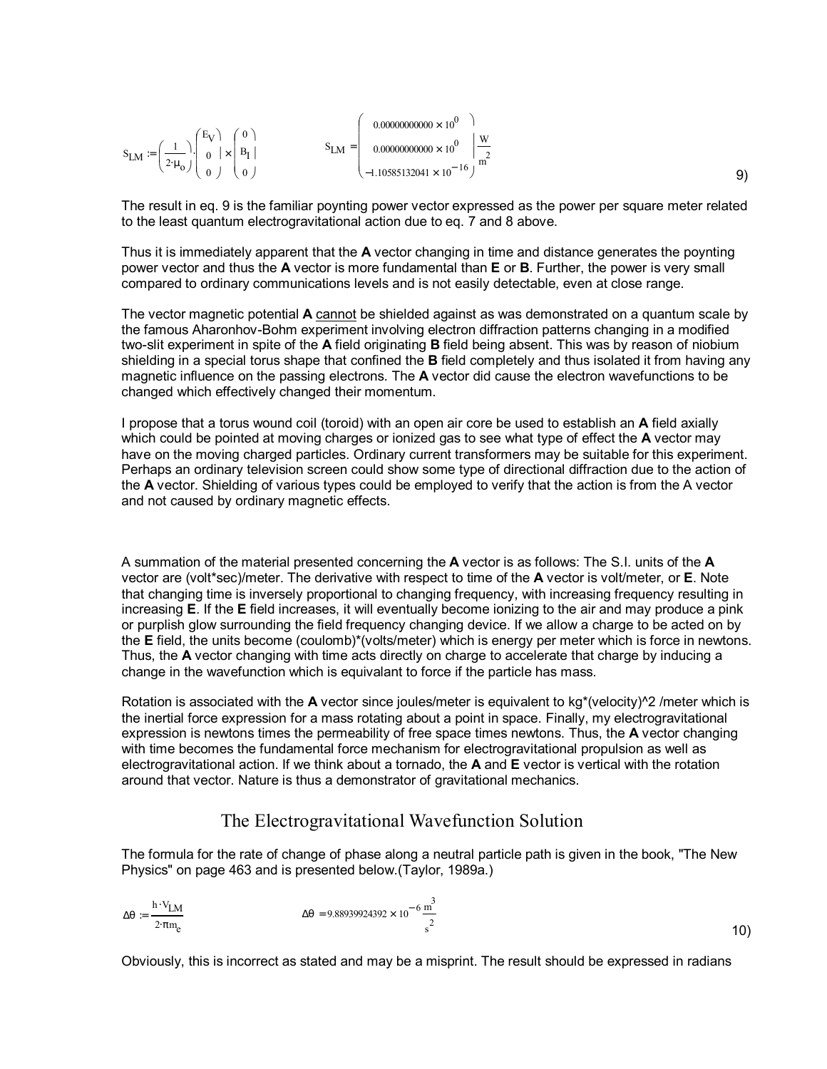$$S_{LM} := \left(\frac{1}{2\cdot\mu_o}\right)\cdot\begin{pmatrix} E_V \\ 0 \\ 0 \end{pmatrix} \times \begin{pmatrix} 0 \\ B_I \\ 0 \end{pmatrix} \qquad S_{LM} = \begin{pmatrix} 0.00000000000 \times 10^{0} \\ 0.00000000000 \times 10^{0} \\ -1.10585132041 \times 10^{-16} \end{pmatrix} \frac{W}{m^2} \tag{9}$$

The result in eq. 9 is the familiar poynting power vector expressed as the power per square meter related to the least quantum electrogravitational action due to eq. 7 and 8 above.

Thus it is immediately apparent that the **A** vector changing in time and distance generates the poynting power vector and thus the **A** vector is more fundamental than **E** or **B**. Further, the power is very small compared to ordinary communications levels and is not easily detectable, even at close range.

The vector magnetic potential **A** cannot be shielded against as was demonstrated on a quantum scale by the famous Aharonhov-Bohm experiment involving electron diffraction patterns changing in a modified two-slit experiment in spite of the **A** field originating **B** field being absent. This was by reason of niobium shielding in a special torus shape that confined the **B** field completely and thus isolated it from having any magnetic influence on the passing electrons. The **A** vector did cause the electron wavefunctions to be changed which effectively changed their momentum.

I propose that a torus wound coil (toroid) with an open air core be used to establish an **A** field axially which could be pointed at moving charges or ionized gas to see what type of effect the **A** vector may have on the moving charged particles. Ordinary current transformers may be suitable for this experiment. Perhaps an ordinary television screen could show some type of directional diffraction due to the action of the **A** vector. Shielding of various types could be employed to verify that the action is from the A vector and not caused by ordinary magnetic effects.

A summation of the material presented concerning the **A** vector is as follows: The S.I. units of the **A** vector are (volt*sec)/meter. The derivative with respect to time of the **A** vector is volt/meter, or **E**. Note that changing time is inversely proportional to changing frequency, with increasing frequency resulting in increasing **E**. If the **E** field increases, it will eventually become ionizing to the air and may produce a pink or purplish glow surrounding the field frequency changing device. If we allow a charge to be acted on by the **E** field, the units become (coulomb)*(volts/meter) which is energy per meter which is force in newtons. Thus, the **A** vector changing with time acts directly on charge to accelerate that charge by inducing a change in the wavefunction which is equivalant to force if the particle has mass.

Rotation is associated with the **A** vector since joules/meter is equivalent to kg*(velocity)^2 /meter which is the inertial force expression for a mass rotating about a point in space. Finally, my electrogravitational expression is newtons times the permeability of free space times newtons. Thus, the **A** vector changing with time becomes the fundamental force mechanism for electrogravitational propulsion as well as electrogravitational action. If we think about a tornado, the **A** and **E** vector is vertical with the rotation around that vector. Nature is thus a demonstrator of gravitational mechanics.

## The Electrogravitational Wavefunction Solution

The formula for the rate of change of phase along a neutral particle path is given in the book, "The New Physics" on page 463 and is presented below.(Taylor, 1989a.)

$$\Delta\theta := \frac{h\cdot V_{LM}}{2\cdot\pi m_e} \qquad \Delta\theta = 9.88939924392 \times 10^{-6}\,\frac{m^3}{s^2} \tag{10}$$

Obviously, this is incorrect as stated and may be a misprint. The result should be expressed in radians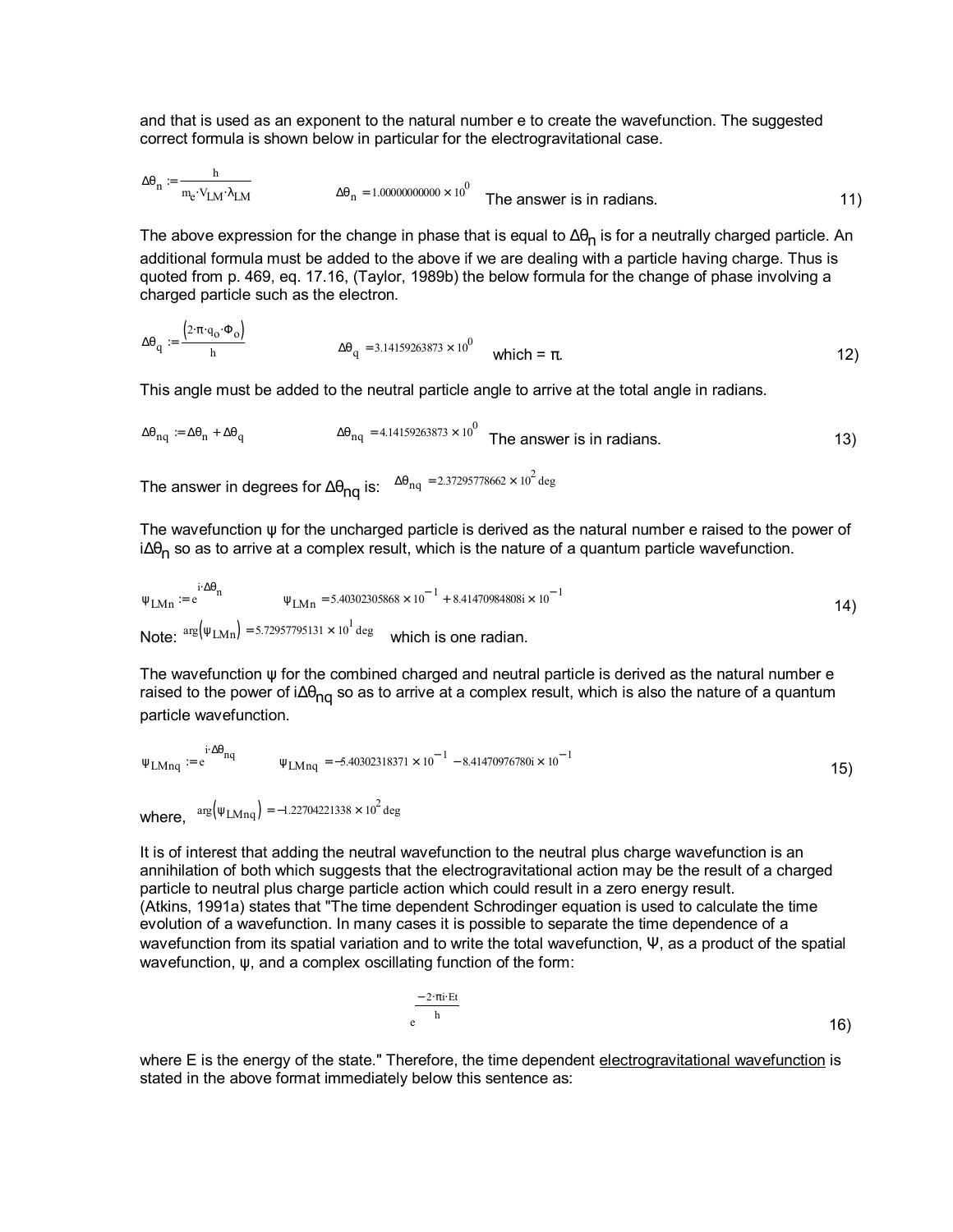and that is used as an exponent to the natural number e to create the wavefunction. The suggested correct formula is shown below in particular for the electrogravitational case.

$$\Delta\theta_n := \frac{h}{m_e \cdot V_{LM} \cdot \lambda_{LM}} \qquad \Delta\theta_n = 1.00000000000 \times 10^0 \quad \text{The answer is in radians.} \tag{11}$$

The above expression for the change in phase that is equal to $\Delta\theta_n$ is for a neutrally charged particle. An additional formula must be added to the above if we are dealing with a particle having charge. Thus is quoted from p. 469, eq. 17.16, (Taylor, 1989b) the below formula for the change of phase involving a charged particle such as the electron.

$$\Delta\theta_q := \frac{(2 \cdot \pi \cdot q_o \cdot \Phi_o)}{h} \qquad \Delta\theta_q = 3.14159263873 \times 10^0 \quad \text{which} = \pi. \tag{12}$$

This angle must be added to the neutral particle angle to arrive at the total angle in radians.

$$\Delta\theta_{nq} := \Delta\theta_n + \Delta\theta_q \qquad \Delta\theta_{nq} = 4.14159263873 \times 10^0 \quad \text{The answer is in radians.} \tag{13}$$

The answer in degrees for $\Delta\theta_{nq}$ is: $\Delta\theta_{nq} = 2.37295778662 \times 10^2 \text{ deg}$

The wavefunction ψ for the uncharged particle is derived as the natural number e raised to the power of $i\Delta\theta_n$ so as to arrive at a complex result, which is the nature of a quantum particle wavefunction.

$$\psi_{LMn} := e^{i \cdot \Delta\theta_n} \qquad \psi_{LMn} = 5.40302305868 \times 10^{-1} + 8.41470984808i \times 10^{-1} \tag{14}$$

Note: $\arg(\psi_{LMn}) = 5.72957795131 \times 10^1 \text{ deg}$ which is one radian.

The wavefunction ψ for the combined charged and neutral particle is derived as the natural number e raised to the power of $i\Delta\theta_{nq}$ so as to arrive at a complex result, which is also the nature of a quantum particle wavefunction.

$$\psi_{LMnq} := e^{i \cdot \Delta\theta_{nq}} \qquad \psi_{LMnq} = -5.40302318371 \times 10^{-1} - 8.41470976780i \times 10^{-1} \tag{15}$$

where, $\arg(\psi_{LMnq}) = -1.22704221338 \times 10^2 \text{ deg}$

It is of interest that adding the neutral wavefunction to the neutral plus charge wavefunction is an annihilation of both which suggests that the electrogravitational action may be the result of a charged particle to neutral plus charge particle action which could result in a zero energy result. (Atkins, 1991a) states that "The time dependent Schrodinger equation is used to calculate the time evolution of a wavefunction. In many cases it is possible to separate the time dependence of a wavefunction from its spatial variation and to write the total wavefunction, Ψ, as a product of the spatial wavefunction, ψ, and a complex oscillating function of the form:

$$e^{\frac{-2 \cdot \pi i \cdot Et}{h}} \tag{16}$$

where E is the energy of the state." Therefore, the time dependent electrogravitational wavefunction is stated in the above format immediately below this sentence as: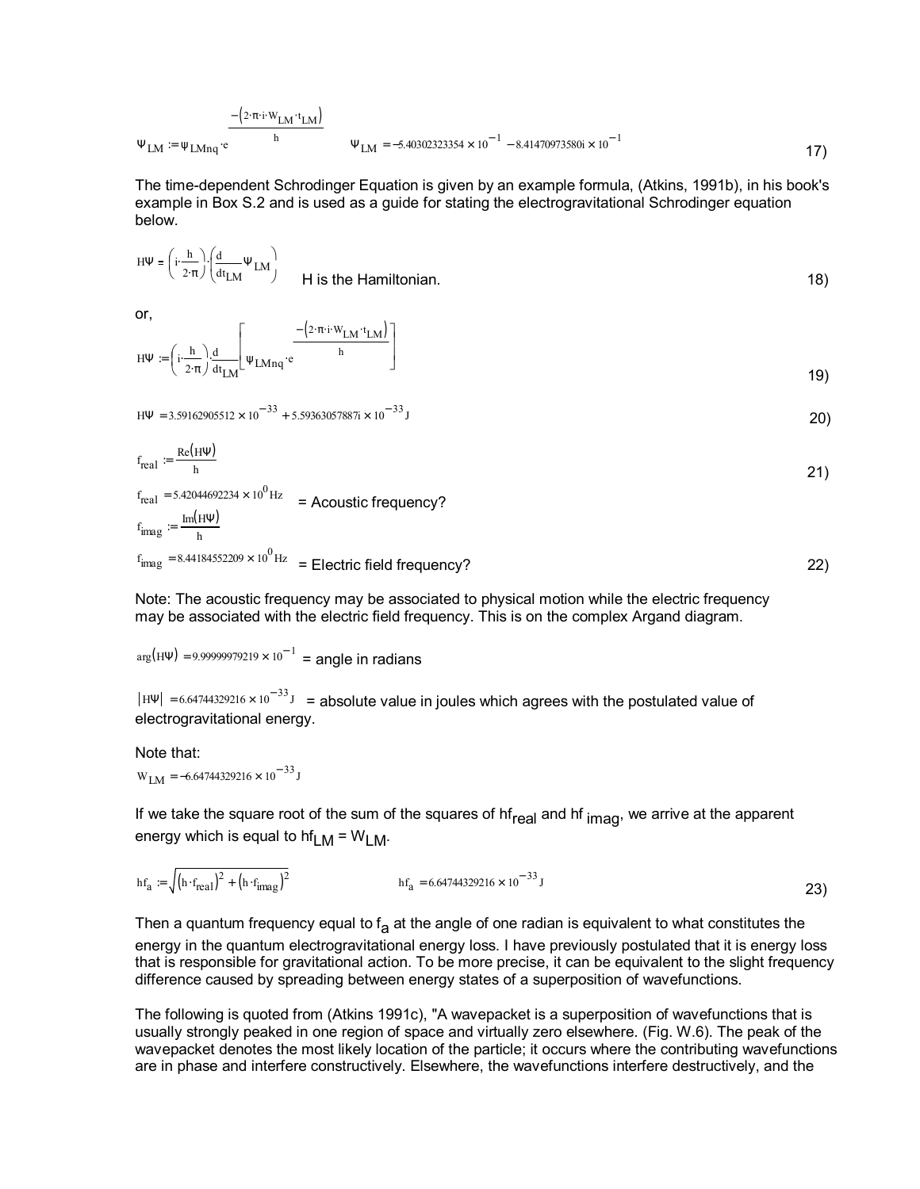$$\Psi_{LM} := \psi_{LMnq} \cdot e^{\frac{-(2 \cdot \pi \cdot i \cdot W_{LM} \cdot t_{LM})}{h}} \qquad \Psi_{LM} = -5.40302323354 \times 10^{-1} - 8.41470973580i \times 10^{-1} \tag{17}$$

The time-dependent Schrodinger Equation is given by an example formula, (Atkins, 1991b), in his book's example in Box S.2 and is used as a guide for stating the electrogravitational Schrodinger equation below.

$$H\Psi = \left(i \cdot \frac{h}{2 \cdot \pi}\right) \cdot \left(\frac{d}{dt_{LM}} \Psi_{LM}\right) \quad \text{H is the Hamiltonian.} \tag{18}$$

or,

$$H\Psi := \left(i \cdot \frac{h}{2 \cdot \pi}\right) \cdot \frac{d}{dt_{LM}} \left[\psi_{LMnq} \cdot e^{\frac{-(2 \cdot \pi \cdot i \cdot W_{LM} \cdot t_{LM})}{h}}\right] \tag{19}$$

$$H\Psi = 3.59162905512 \times 10^{-33} + 5.59363057887i \times 10^{-33} \, J \tag{20}$$

$$f_{real} := \frac{Re(H\Psi)}{h} \tag{21}$$

$f_{real} = 5.42044692234 \times 10^{0} \, Hz$ = Acoustic frequency?

$f_{imag} := \frac{Im(H\Psi)}{h}$

$f_{imag} = 8.44184552209 \times 10^{0} \, Hz$ = Electric field frequency? (22)

Note: The acoustic frequency may be associated to physical motion while the electric frequency may be associated with the electric field frequency. This is on the complex Argand diagram.

$\arg(H\Psi) = 9.99999979219 \times 10^{-1}$ = angle in radians

$|H\Psi| = 6.64744329216 \times 10^{-33} \, J$ = absolute value in joules which agrees with the postulated value of electrogravitational energy.

Note that:

$W_{LM} = -6.64744329216 \times 10^{-33} \, J$

If we take the square root of the sum of the squares of $hf_{real}$ and $hf_{imag}$, we arrive at the apparent energy which is equal to $hf_{LM} = W_{LM}$.

$$hf_a := \sqrt{(h \cdot f_{real})^2 + (h \cdot f_{imag})^2} \qquad hf_a = 6.64744329216 \times 10^{-33} \, J \tag{23}$$

Then a quantum frequency equal to $f_a$ at the angle of one radian is equivalent to what constitutes the energy in the quantum electrogravitational energy loss. I have previously postulated that it is energy loss that is responsible for gravitational action. To be more precise, it can be equivalent to the slight frequency difference caused by spreading between energy states of a superposition of wavefunctions.

The following is quoted from (Atkins 1991c), "A wavepacket is a superposition of wavefunctions that is usually strongly peaked in one region of space and virtually zero elsewhere. (Fig. W.6). The peak of the wavepacket denotes the most likely location of the particle; it occurs where the contributing wavefunctions are in phase and interfere constructively. Elsewhere, the wavefunctions interfere destructively, and the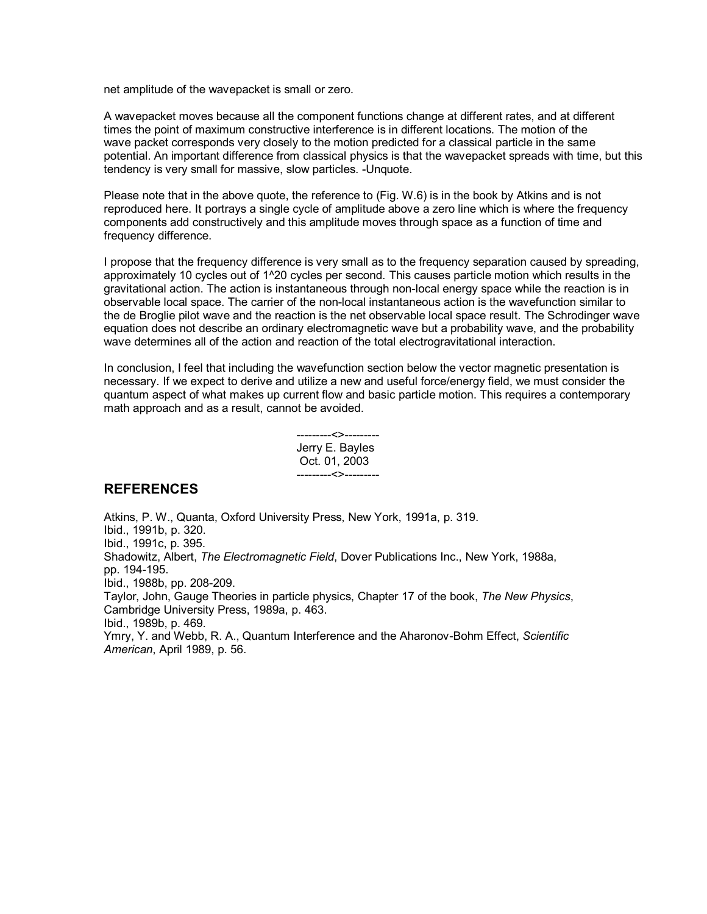net amplitude of the wavepacket is small or zero.

A wavepacket moves because all the component functions change at different rates, and at different times the point of maximum constructive interference is in different locations. The motion of the wave packet corresponds very closely to the motion predicted for a classical particle in the same potential. An important difference from classical physics is that the wavepacket spreads with time, but this tendency is very small for massive, slow particles. -Unquote.

Please note that in the above quote, the reference to (Fig. W.6) is in the book by Atkins and is not reproduced here. It portrays a single cycle of amplitude above a zero line which is where the frequency components add constructively and this amplitude moves through space as a function of time and frequency difference.

I propose that the frequency difference is very small as to the frequency separation caused by spreading, approximately 10 cycles out of 1^20 cycles per second. This causes particle motion which results in the gravitational action. The action is instantaneous through non-local energy space while the reaction is in observable local space. The carrier of the non-local instantaneous action is the wavefunction similar to the de Broglie pilot wave and the reaction is the net observable local space result. The Schrodinger wave equation does not describe an ordinary electromagnetic wave but a probability wave, and the probability wave determines all of the action and reaction of the total electrogravitational interaction.

In conclusion, I feel that including the wavefunction section below the vector magnetic presentation is necessary. If we expect to derive and utilize a new and useful force/energy field, we must consider the quantum aspect of what makes up current flow and basic particle motion. This requires a contemporary math approach and as a result, cannot be avoided.

---------<>---------
Jerry E. Bayles
Oct. 01, 2003
---------<>---------

## REFERENCES

Atkins, P. W., Quanta, Oxford University Press, New York, 1991a, p. 319.
Ibid., 1991b, p. 320.
Ibid., 1991c, p. 395.
Shadowitz, Albert, *The Electromagnetic Field*, Dover Publications Inc., New York, 1988a, pp. 194-195.
Ibid., 1988b, pp. 208-209.
Taylor, John, Gauge Theories in particle physics, Chapter 17 of the book, *The New Physics*, Cambridge University Press, 1989a, p. 463.
Ibid., 1989b, p. 469.
Ymry, Y. and Webb, R. A., Quantum Interference and the Aharonov-Bohm Effect, *Scientific American*, April 1989, p. 56.